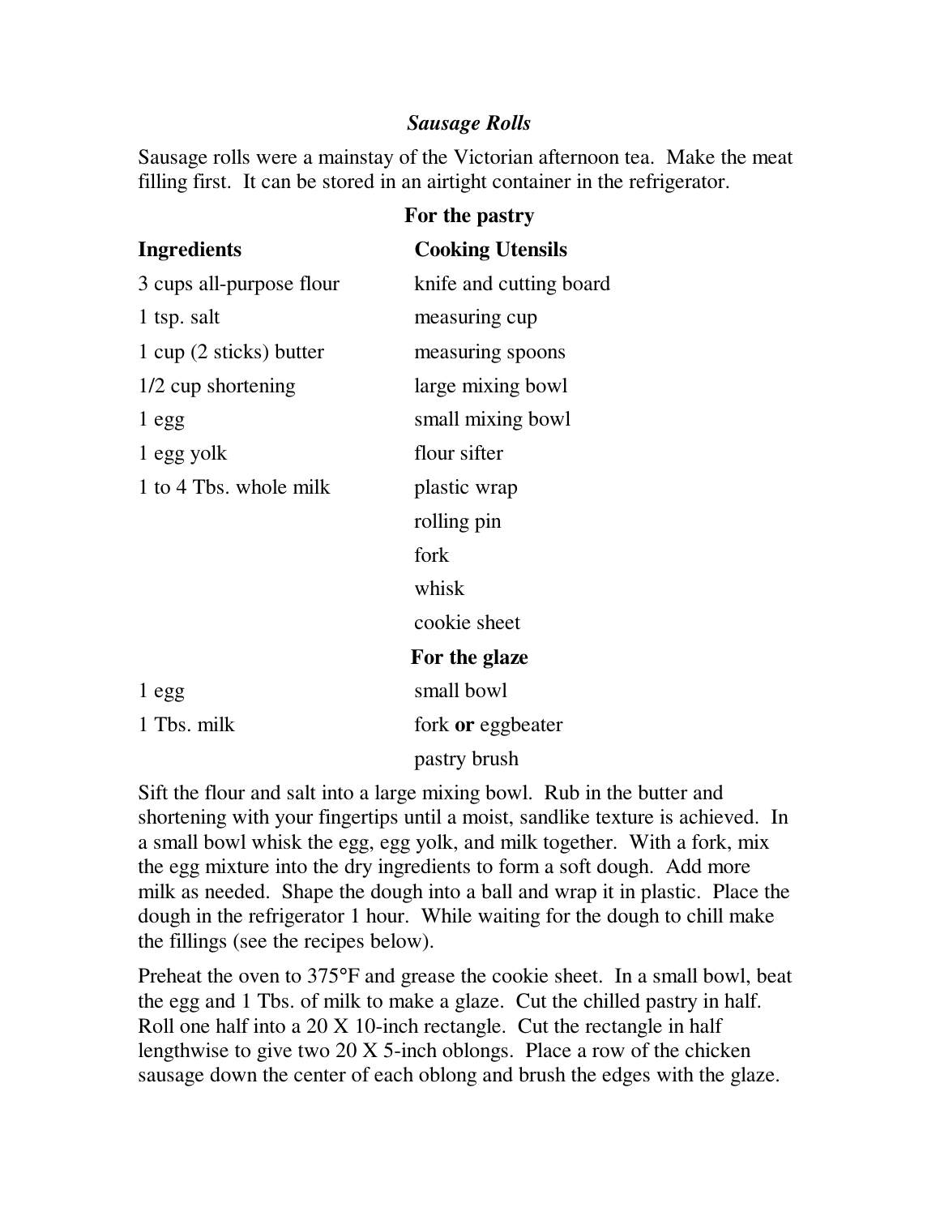### *Sausage Rolls*

Sausage rolls were a mainstay of the Victorian afternoon tea. Make the meat filling first. It can be stored in an airtight container in the refrigerator.

**For the pastry**

| **Ingredients** | **Cooking Utensils** |
|---|---|
| 3 cups all-purpose flour | knife and cutting board |
| 1 tsp. salt | measuring cup |
| 1 cup (2 sticks) butter | measuring spoons |
| 1/2 cup shortening | large mixing bowl |
| 1 egg | small mixing bowl |
| 1 egg yolk | flour sifter |
| 1 to 4 Tbs. whole milk | plastic wrap |
| | rolling pin |
| | fork |
| | whisk |
| | cookie sheet |

**For the glaze**

| | |
|---|---|
| 1 egg | small bowl |
| 1 Tbs. milk | fork **or** eggbeater |
| | pastry brush |

Sift the flour and salt into a large mixing bowl. Rub in the butter and shortening with your fingertips until a moist, sandlike texture is achieved. In a small bowl whisk the egg, egg yolk, and milk together. With a fork, mix the egg mixture into the dry ingredients to form a soft dough. Add more milk as needed. Shape the dough into a ball and wrap it in plastic. Place the dough in the refrigerator 1 hour. While waiting for the dough to chill make the fillings (see the recipes below).

Preheat the oven to 375°F and grease the cookie sheet. In a small bowl, beat the egg and 1 Tbs. of milk to make a glaze. Cut the chilled pastry in half. Roll one half into a 20 X 10-inch rectangle. Cut the rectangle in half lengthwise to give two 20 X 5-inch oblongs. Place a row of the chicken sausage down the center of each oblong and brush the edges with the glaze.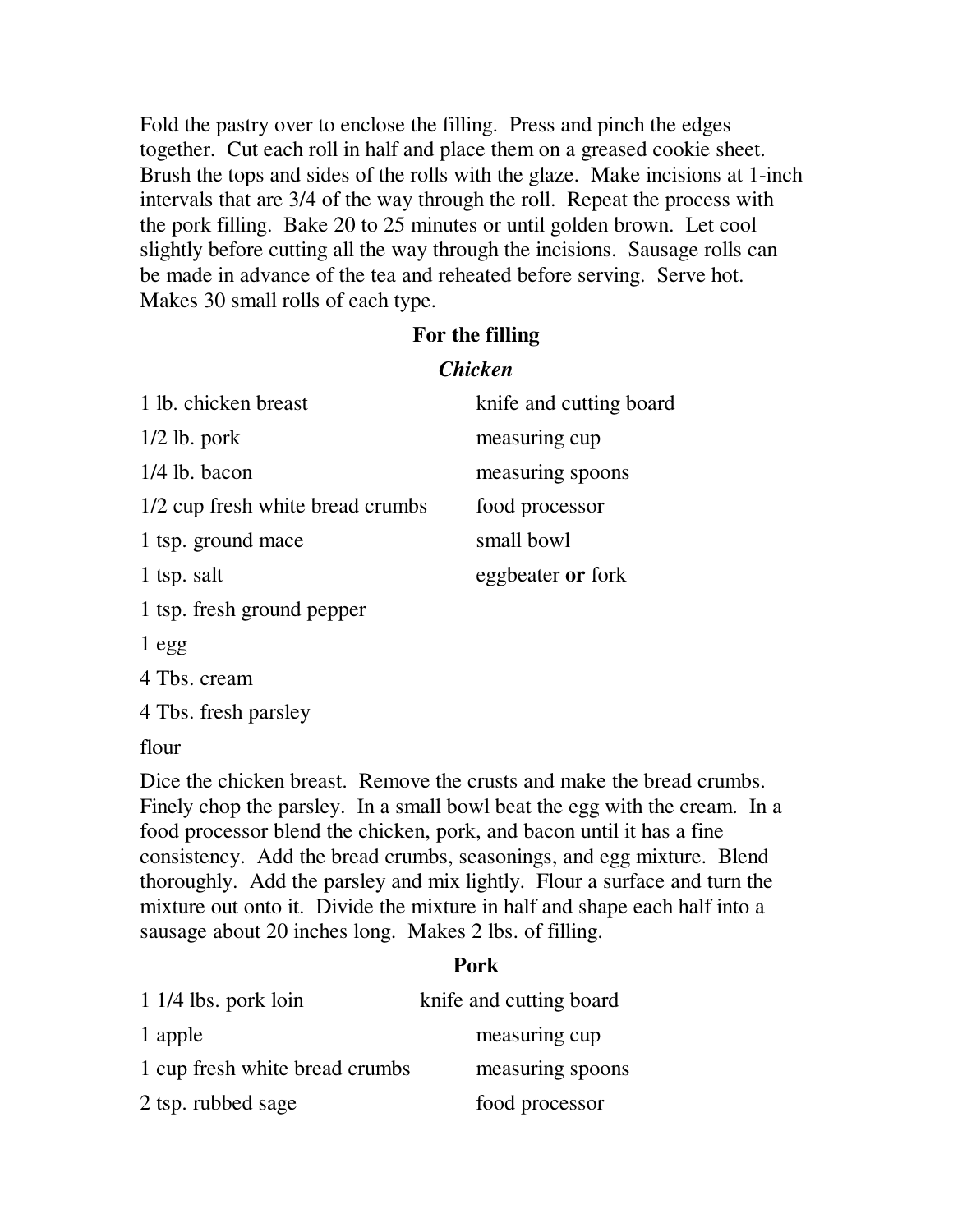Fold the pastry over to enclose the filling. Press and pinch the edges together. Cut each roll in half and place them on a greased cookie sheet. Brush the tops and sides of the rolls with the glaze. Make incisions at 1-inch intervals that are 3/4 of the way through the roll. Repeat the process with the pork filling. Bake 20 to 25 minutes or until golden brown. Let cool slightly before cutting all the way through the incisions. Sausage rolls can be made in advance of the tea and reheated before serving. Serve hot. Makes 30 small rolls of each type.

### For the filling

#### *Chicken*

| | |
|---|---|
| 1 lb. chicken breast | knife and cutting board |
| 1/2 lb. pork | measuring cup |
| 1/4 lb. bacon | measuring spoons |
| 1/2 cup fresh white bread crumbs | food processor |
| 1 tsp. ground mace | small bowl |
| 1 tsp. salt | eggbeater **or** fork |
| 1 tsp. fresh ground pepper | |
| 1 egg | |
| 4 Tbs. cream | |
| 4 Tbs. fresh parsley | |
| flour | |

Dice the chicken breast. Remove the crusts and make the bread crumbs. Finely chop the parsley. In a small bowl beat the egg with the cream. In a food processor blend the chicken, pork, and bacon until it has a fine consistency. Add the bread crumbs, seasonings, and egg mixture. Blend thoroughly. Add the parsley and mix lightly. Flour a surface and turn the mixture out onto it. Divide the mixture in half and shape each half into a sausage about 20 inches long. Makes 2 lbs. of filling.

#### Pork

| | |
|---|---|
| 1 1/4 lbs. pork loin | knife and cutting board |
| 1 apple | measuring cup |
| 1 cup fresh white bread crumbs | measuring spoons |
| 2 tsp. rubbed sage | food processor |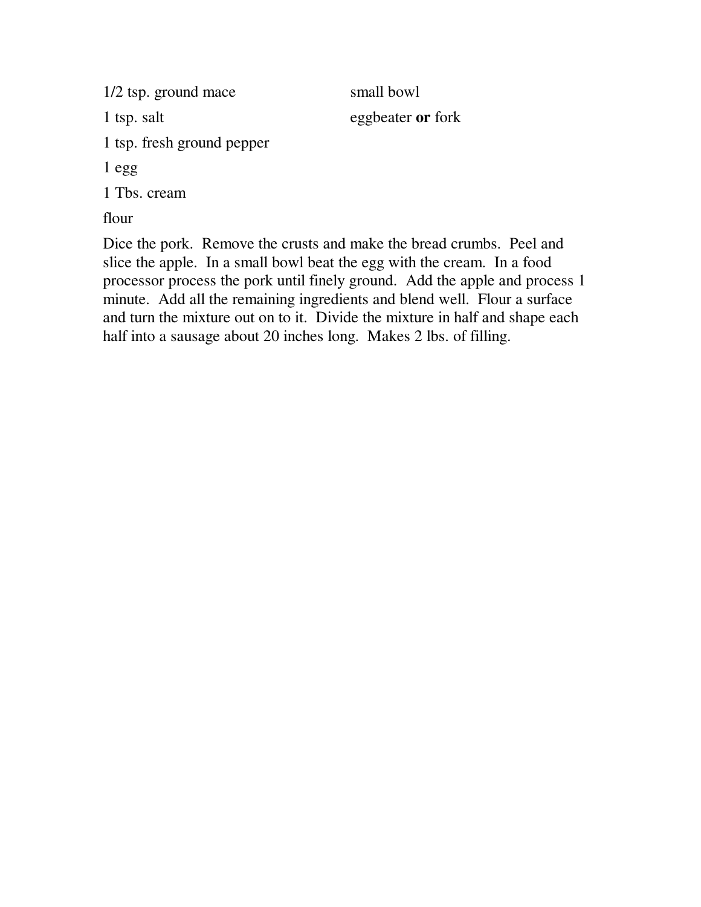| | |
|---|---|
| 1/2 tsp. ground mace | small bowl |
| 1 tsp. salt | eggbeater **or** fork |
| 1 tsp. fresh ground pepper | |
| 1 egg | |
| 1 Tbs. cream | |
| flour | |

Dice the pork. Remove the crusts and make the bread crumbs. Peel and slice the apple. In a small bowl beat the egg with the cream. In a food processor process the pork until finely ground. Add the apple and process 1 minute. Add all the remaining ingredients and blend well. Flour a surface and turn the mixture out on to it. Divide the mixture in half and shape each half into a sausage about 20 inches long. Makes 2 lbs. of filling.